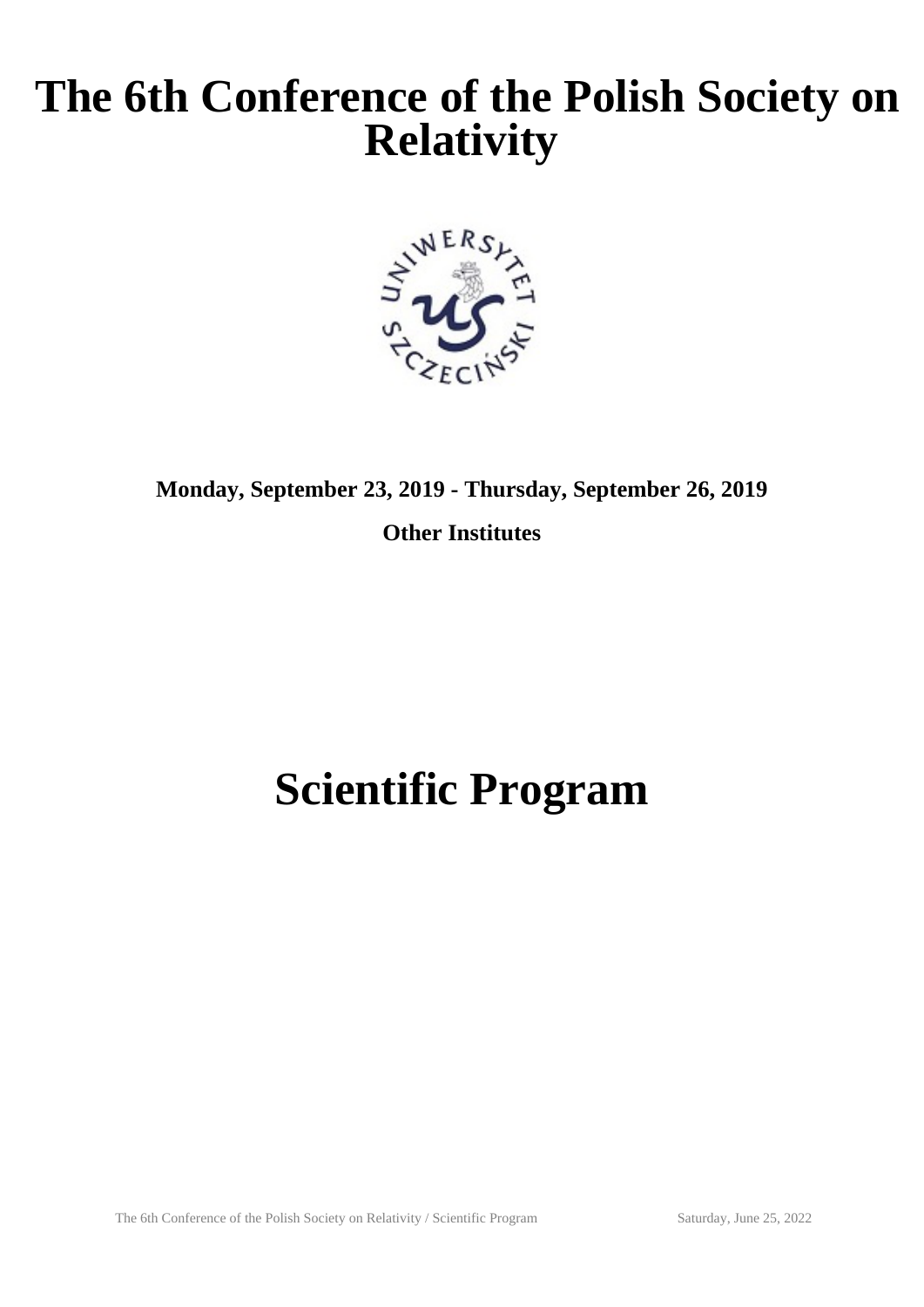# The 6th Conference of the Polish Society on Relativity

**Monday, September 23, 2019 - Thursday, September 26, 2019**

**Other Institutes**

# Scientific Program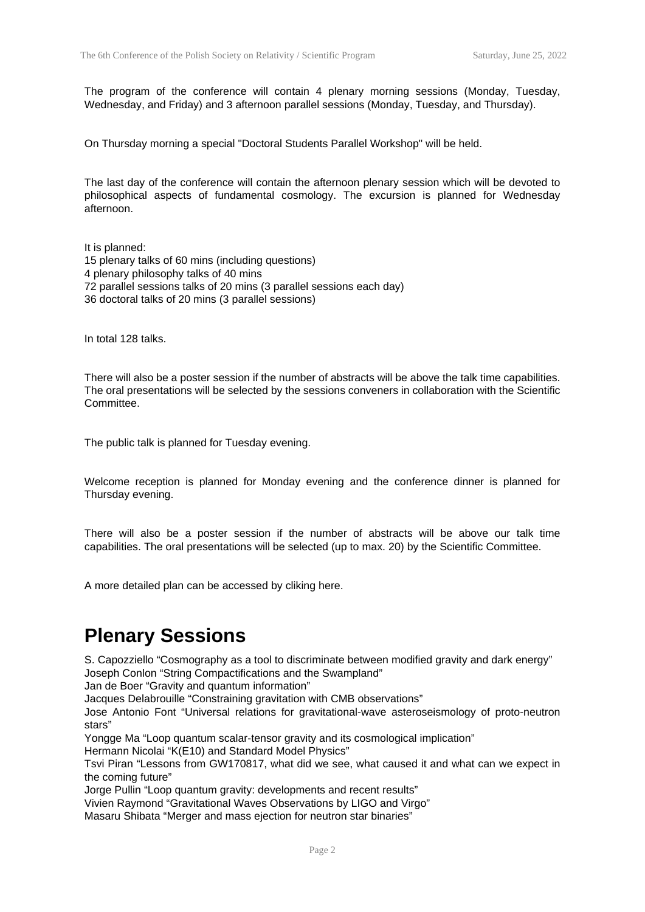The program of the conference will contain 4 plenary morning sessions (Monday, Tuesday, Wednesday, and Friday) and 3 afternoon parallel sessions (Monday, Tuesday, and Thursday).

On Thursday morning a special "Doctoral Students Parallel Workshop" will be held.

The last day of the conference will contain the afternoon plenary session which will be devoted to philosophical aspects of fundamental cosmology. The excursion is planned for Wednesday afternoon.

It is planned:
15 plenary talks of 60 mins (including questions)
4 plenary philosophy talks of 40 mins
72 parallel sessions talks of 20 mins (3 parallel sessions each day)
36 doctoral talks of 20 mins (3 parallel sessions)

In total 128 talks.

There will also be a poster session if the number of abstracts will be above the talk time capabilities. The oral presentations will be selected by the sessions conveners in collaboration with the Scientific Committee.

The public talk is planned for Tuesday evening.

Welcome reception is planned for Monday evening and the conference dinner is planned for Thursday evening.

There will also be a poster session if the number of abstracts will be above our talk time capabilities. The oral presentations will be selected (up to max. 20) by the Scientific Committee.

A more detailed plan can be accessed by cliking here.

# Plenary Sessions

S. Capozziello "Cosmography as a tool to discriminate between modified gravity and dark energy"
Joseph Conlon "String Compactifications and the Swampland"
Jan de Boer "Gravity and quantum information"
Jacques Delabrouille "Constraining gravitation with CMB observations"
Jose Antonio Font "Universal relations for gravitational-wave asteroseismology of proto-neutron stars"
Yongge Ma "Loop quantum scalar-tensor gravity and its cosmological implication"
Hermann Nicolai "K(E10) and Standard Model Physics"
Tsvi Piran "Lessons from GW170817, what did we see, what caused it and what can we expect in the coming future"
Jorge Pullin "Loop quantum gravity: developments and recent results"
Vivien Raymond "Gravitational Waves Observations by LIGO and Virgo"
Masaru Shibata "Merger and mass ejection for neutron star binaries"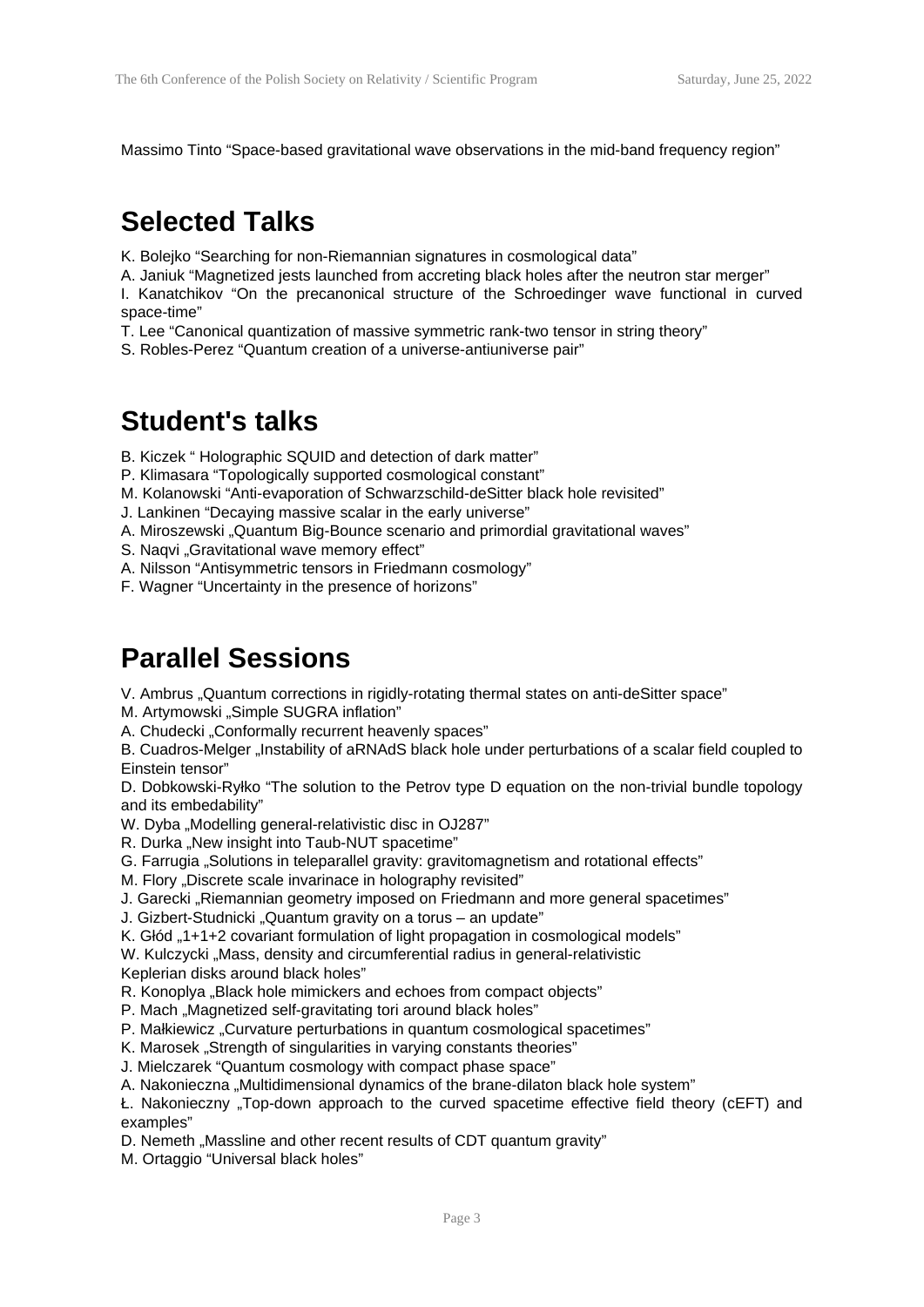Massimo Tinto "Space-based gravitational wave observations in the mid-band frequency region"

## Selected Talks

K. Bolejko "Searching for non-Riemannian signatures in cosmological data"
A. Janiuk "Magnetized jests launched from accreting black holes after the neutron star merger"
I. Kanatchikov "On the precanonical structure of the Schroedinger wave functional in curved space-time"
T. Lee "Canonical quantization of massive symmetric rank-two tensor in string theory"
S. Robles-Perez "Quantum creation of a universe-antiuniverse pair"

## Student's talks

B. Kiczek " Holographic SQUID and detection of dark matter"
P. Klimasara "Topologically supported cosmological constant"
M. Kolanowski "Anti-evaporation of Schwarzschild-deSitter black hole revisited"
J. Lankinen "Decaying massive scalar in the early universe"
A. Miroszewski „Quantum Big-Bounce scenario and primordial gravitational waves"
S. Naqvi „Gravitational wave memory effect"
A. Nilsson "Antisymmetric tensors in Friedmann cosmology"
F. Wagner "Uncertainty in the presence of horizons"

## Parallel Sessions

V. Ambrus „Quantum corrections in rigidly-rotating thermal states on anti-deSitter space"
M. Artymowski „Simple SUGRA inflation"
A. Chudecki „Conformally recurrent heavenly spaces"
B. Cuadros-Melger „Instability of aRNAdS black hole under perturbations of a scalar field coupled to Einstein tensor"
D. Dobkowski-Ryłko "The solution to the Petrov type D equation on the non-trivial bundle topology and its embedability"
W. Dyba „Modelling general-relativistic disc in OJ287"
R. Durka „New insight into Taub-NUT spacetime"
G. Farrugia „Solutions in teleparallel gravity: gravitomagnetism and rotational effects"
M. Flory „Discrete scale invarinace in holography revisited"
J. Garecki „Riemannian geometry imposed on Friedmann and more general spacetimes"
J. Gizbert-Studnicki „Quantum gravity on a torus – an update"
K. Głód „1+1+2 covariant formulation of light propagation in cosmological models"
W. Kulczycki „Mass, density and circumferential radius in general-relativistic Keplerian disks around black holes"
R. Konoplya „Black hole mimickers and echoes from compact objects"
P. Mach „Magnetized self-gravitating tori around black holes"
P. Małkiewicz „Curvature perturbations in quantum cosmological spacetimes"
K. Marosek „Strength of singularities in varying constants theories"
J. Mielczarek "Quantum cosmology with compact phase space"
A. Nakonieczna „Multidimensional dynamics of the brane-dilaton black hole system"
Ł. Nakonieczny „Top-down approach to the curved spacetime effective field theory (cEFT) and examples"
D. Nemeth „Massline and other recent results of CDT quantum gravity"
M. Ortaggio "Universal black holes"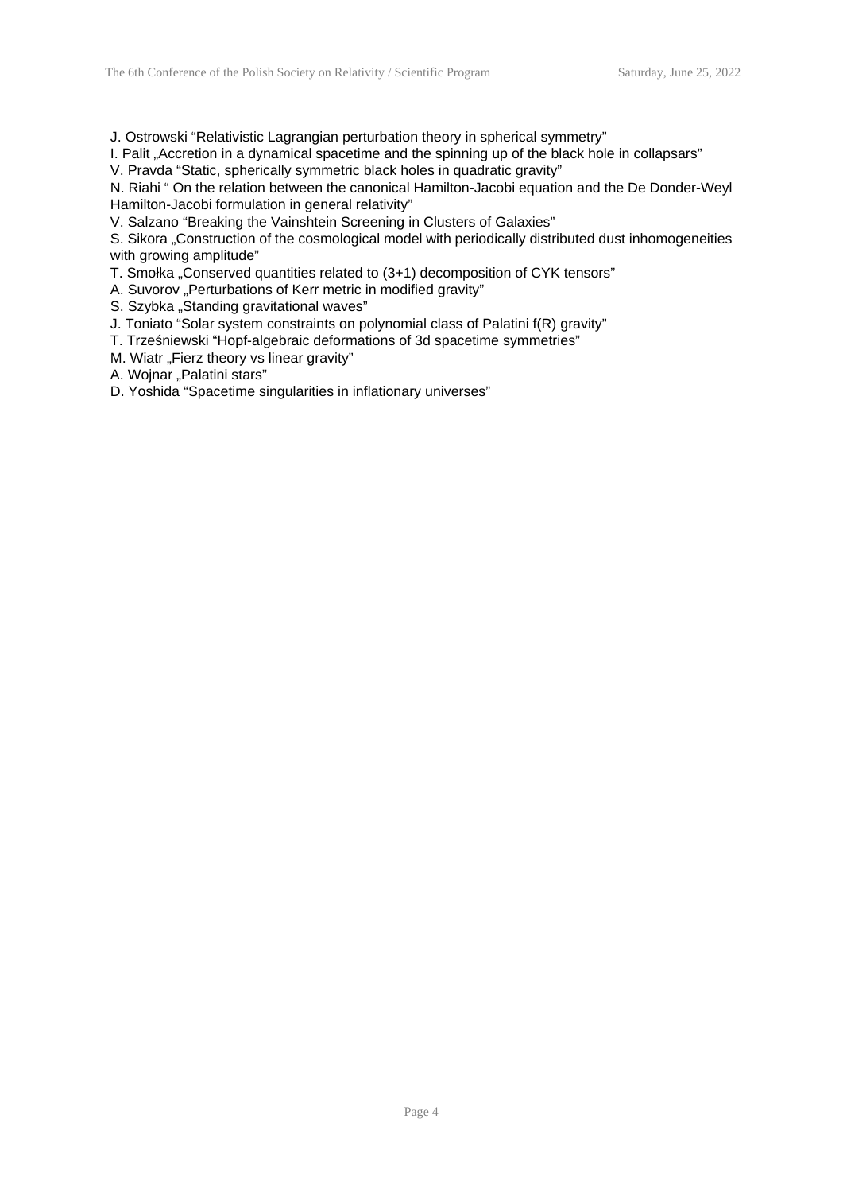J. Ostrowski "Relativistic Lagrangian perturbation theory in spherical symmetry"
I. Palit „Accretion in a dynamical spacetime and the spinning up of the black hole in collapsars"
V. Pravda "Static, spherically symmetric black holes in quadratic gravity"
N. Riahi " On the relation between the canonical Hamilton-Jacobi equation and the De Donder-Weyl Hamilton-Jacobi formulation in general relativity"
V. Salzano "Breaking the Vainshtein Screening in Clusters of Galaxies"
S. Sikora „Construction of the cosmological model with periodically distributed dust inhomogeneities with growing amplitude"
T. Smołka „Conserved quantities related to (3+1) decomposition of CYK tensors"
A. Suvorov „Perturbations of Kerr metric in modified gravity"
S. Szybka „Standing gravitational waves"
J. Toniato "Solar system constraints on polynomial class of Palatini f(R) gravity"
T. Trześniewski "Hopf-algebraic deformations of 3d spacetime symmetries"
M. Wiatr „Fierz theory vs linear gravity"
A. Wojnar „Palatini stars"
D. Yoshida "Spacetime singularities in inflationary universes"